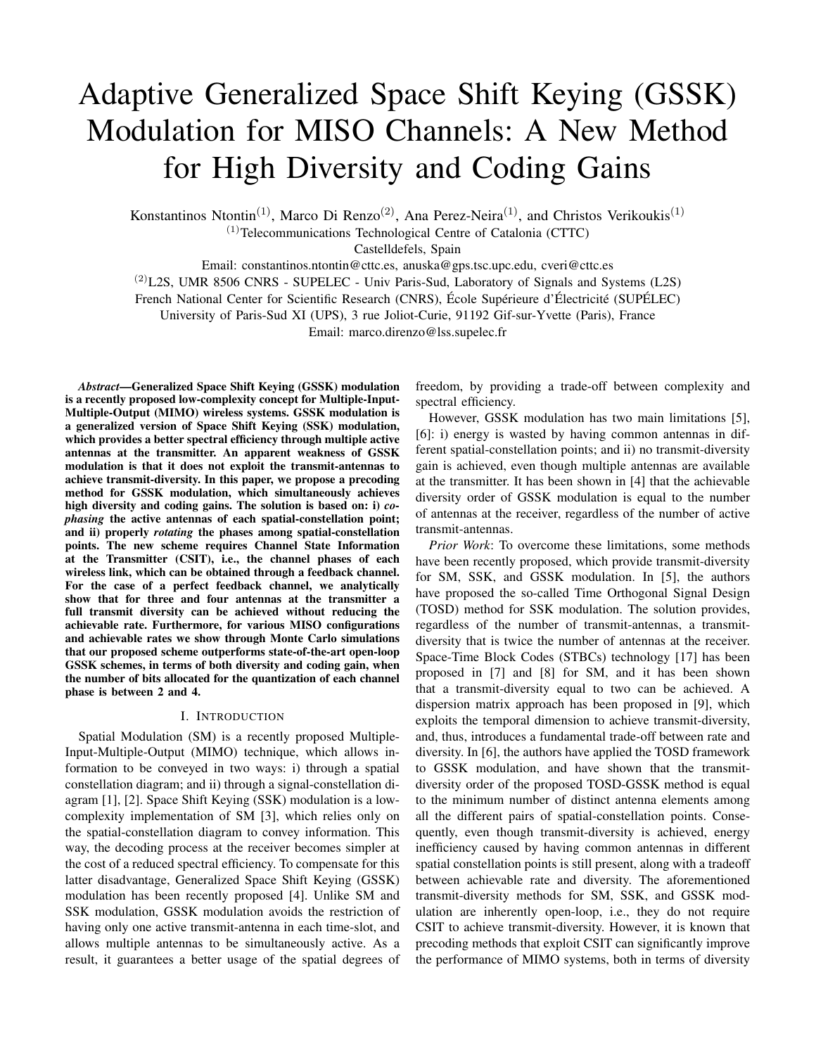# Adaptive Generalized Space Shift Keying (GSSK) Modulation for MISO Channels: A New Method for High Diversity and Coding Gains

Konstantinos Ntontin[(1)], Marco Di Renzo[(2)], Ana Perez-Neira[(1)], and Christos Verikoukis[(1)]

[(1)]Telecommunications Technological Centre of Catalonia (CTTC)
Castelldefels, Spain
Email: constantinos.ntontin@cttc.es, anuska@gps.tsc.upc.edu, cveri@cttc.es

[(2)]L2S, UMR 8506 CNRS - SUPELEC - Univ Paris-Sud, Laboratory of Signals and Systems (L2S)
French National Center for Scientific Research (CNRS), École Supérieure d'Électricité (SUPÉLEC)
University of Paris-Sud XI (UPS), 3 rue Joliot-Curie, 91192 Gif-sur-Yvette (Paris), France
Email: marco.direnzo@lss.supelec.fr

***Abstract*—Generalized Space Shift Keying (GSSK) modulation is a recently proposed low-complexity concept for Multiple-Input-Multiple-Output (MIMO) wireless systems. GSSK modulation is a generalized version of Space Shift Keying (SSK) modulation, which provides a better spectral efficiency through multiple active antennas at the transmitter. An apparent weakness of GSSK modulation is that it does not exploit the transmit-antennas to achieve transmit-diversity. In this paper, we propose a precoding method for GSSK modulation, which simultaneously achieves high diversity and coding gains. The solution is based on: i) *co-phasing* the active antennas of each spatial-constellation point; and ii) properly *rotating* the phases among spatial-constellation points. The new scheme requires Channel State Information at the Transmitter (CSIT), i.e., the channel phases of each wireless link, which can be obtained through a feedback channel. For the case of a perfect feedback channel, we analytically show that for three and four antennas at the transmitter a full transmit diversity can be achieved without reducing the achievable rate. Furthermore, for various MISO configurations and achievable rates we show through Monte Carlo simulations that our proposed scheme outperforms state-of-the-art open-loop GSSK schemes, in terms of both diversity and coding gain, when the number of bits allocated for the quantization of each channel phase is between 2 and 4.**

## I. Introduction

Spatial Modulation (SM) is a recently proposed Multiple-Input-Multiple-Output (MIMO) technique, which allows information to be conveyed in two ways: i) through a spatial constellation diagram; and ii) through a signal-constellation diagram [1], [2]. Space Shift Keying (SSK) modulation is a low-complexity implementation of SM [3], which relies only on the spatial-constellation diagram to convey information. This way, the decoding process at the receiver becomes simpler at the cost of a reduced spectral efficiency. To compensate for this latter disadvantage, Generalized Space Shift Keying (GSSK) modulation has been recently proposed [4]. Unlike SM and SSK modulation, GSSK modulation avoids the restriction of having only one active transmit-antenna in each time-slot, and allows multiple antennas to be simultaneously active. As a result, it guarantees a better usage of the spatial degrees of freedom, by providing a trade-off between complexity and spectral efficiency.

However, GSSK modulation has two main limitations [5], [6]: i) energy is wasted by having common antennas in different spatial-constellation points; and ii) no transmit-diversity gain is achieved, even though multiple antennas are available at the transmitter. It has been shown in [4] that the achievable diversity order of GSSK modulation is equal to the number of antennas at the receiver, regardless of the number of active transmit-antennas.

*Prior Work*: To overcome these limitations, some methods have been recently proposed, which provide transmit-diversity for SM, SSK, and GSSK modulation. In [5], the authors have proposed the so-called Time Orthogonal Signal Design (TOSD) method for SSK modulation. The solution provides, regardless of the number of transmit-antennas, a transmit-diversity that is twice the number of antennas at the receiver. Space-Time Block Codes (STBCs) technology [17] has been proposed in [7] and [8] for SM, and it has been shown that a transmit-diversity equal to two can be achieved. A dispersion matrix approach has been proposed in [9], which exploits the temporal dimension to achieve transmit-diversity, and, thus, introduces a fundamental trade-off between rate and diversity. In [6], the authors have applied the TOSD framework to GSSK modulation, and have shown that the transmit-diversity order of the proposed TOSD-GSSK method is equal to the minimum number of distinct antenna elements among all the different pairs of spatial-constellation points. Consequently, even though transmit-diversity is achieved, energy inefficiency caused by having common antennas in different spatial constellation points is still present, along with a tradeoff between achievable rate and diversity. The aforementioned transmit-diversity methods for SM, SSK, and GSSK modulation are inherently open-loop, i.e., they do not require CSIT to achieve transmit-diversity. However, it is known that precoding methods that exploit CSIT can significantly improve the performance of MIMO systems, both in terms of diversity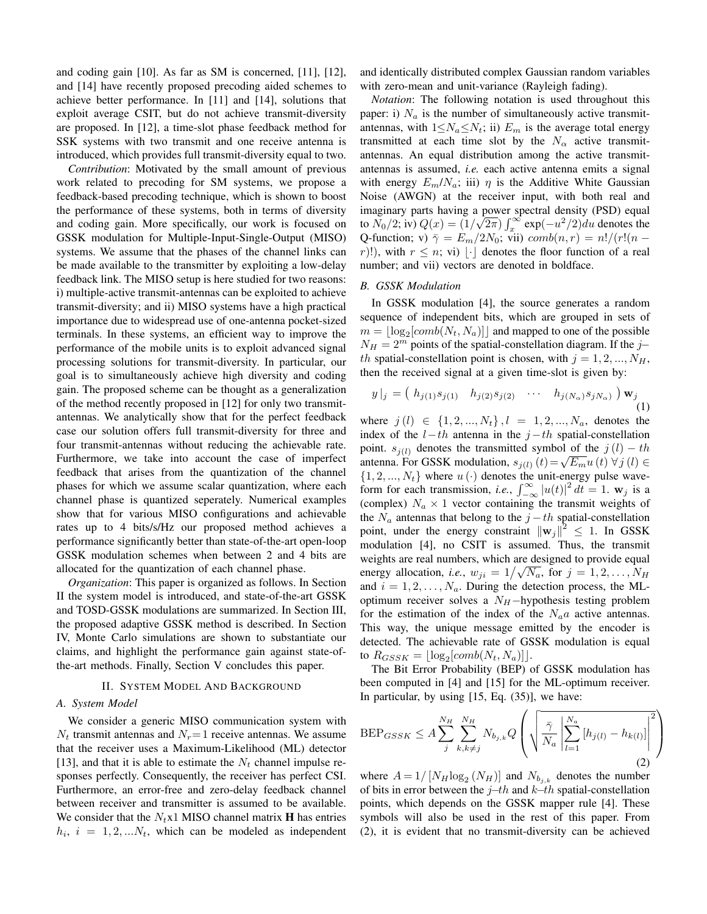and coding gain [10]. As far as SM is concerned, [11], [12], and [14] have recently proposed precoding aided schemes to achieve better performance. In [11] and [14], solutions that exploit average CSIT, but do not achieve transmit-diversity are proposed. In [12], a time-slot phase feedback method for SSK systems with two transmit and one receive antenna is introduced, which provides full transmit-diversity equal to two.

*Contribution*: Motivated by the small amount of previous work related to precoding for SM systems, we propose a feedback-based precoding technique, which is shown to boost the performance of these systems, both in terms of diversity and coding gain. More specifically, our work is focused on GSSK modulation for Multiple-Input-Single-Output (MISO) systems. We assume that the phases of the channel links can be made available to the transmitter by exploiting a low-delay feedback link. The MISO setup is here studied for two reasons: i) multiple-active transmit-antennas can be exploited to achieve transmit-diversity; and ii) MISO systems have a high practical importance due to widespread use of one-antenna pocket-sized terminals. In these systems, an efficient way to improve the performance of the mobile units is to exploit advanced signal processing solutions for transmit-diversity. In particular, our goal is to simultaneously achieve high diversity and coding gain. The proposed scheme can be thought as a generalization of the method recently proposed in [12] for only two transmit-antennas. We analytically show that for the perfect feedback case our solution offers full transmit-diversity for three and four transmit-antennas without reducing the achievable rate. Furthermore, we take into account the case of imperfect feedback that arises from the quantization of the channel phases for which we assume scalar quantization, where each channel phase is quantized seperately. Numerical examples show that for various MISO configurations and achievable rates up to 4 bits/s/Hz our proposed method achieves a performance significantly better than state-of-the-art open-loop GSSK modulation schemes when between 2 and 4 bits are allocated for the quantization of each channel phase.

*Organization*: This paper is organized as follows. In Section II the system model is introduced, and state-of-the-art GSSK and TOSD-GSSK modulations are summarized. In Section III, the proposed adaptive GSSK method is described. In Section IV, Monte Carlo simulations are shown to substantiate our claims, and highlight the performance gain against state-of-the-art methods. Finally, Section V concludes this paper.

## II. System Model And Background

### A. System Model

We consider a generic MISO communication system with $N_t$ transmit antennas and $N_r$=1 receive antennas. We assume that the receiver uses a Maximum-Likelihood (ML) detector [13], and that it is able to estimate the $N_t$ channel impulse responses perfectly. Consequently, the receiver has perfect CSI. Furthermore, an error-free and zero-delay feedback channel between receiver and transmitter is assumed to be available. We consider that the $N_t$x1 MISO channel matrix $\mathbf{H}$ has entries $h_i,\ i = 1, 2, ...N_t$, which can be modeled as independent and identically distributed complex Gaussian random variables with zero-mean and unit-variance (Rayleigh fading).

*Notation*: The following notation is used throughout this paper: i) $N_a$ is the number of simultaneously active transmit-antennas, with $1 \le N_a \le N_t$; ii) $E_m$ is the average total energy transmitted at each time slot by the $N_\alpha$ active transmit-antennas. An equal distribution among the active transmit-antennas is assumed, *i.e.* each active antenna emits a signal with energy $E_m/N_a$; iii) $\eta$ is the Additive White Gaussian Noise (AWGN) at the receiver input, with both real and imaginary parts having a power spectral density (PSD) equal to $N_0/2$; iv) $Q(x) = (1/\sqrt{2\pi}) \int_x^{\infty} \exp(-u^2/2) du$ denotes the Q-function; v) $\bar{\gamma} = E_m/2N_0$; vii) $comb(n, r) = n!/(r!(n-r)!)$, with $r \le n$; vi) $\lfloor \cdot \rfloor$ denotes the floor function of a real number; and vii) vectors are denoted in boldface.

### B. GSSK Modulation

In GSSK modulation [4], the source generates a random sequence of independent bits, which are grouped in sets of $m = \lfloor \log_2[comb(N_t, N_a)] \rfloor$ and mapped to one of the possible $N_H = 2^m$ points of the spatial-constellation diagram. If the $j$–$th$ spatial-constellation point is chosen, with $j = 1, 2, ..., N_H$, then the received signal at a given time-slot is given by:

$$
y\,|_j = \begin{pmatrix} h_{j(1)} s_{j(1)} & h_{j(2)} s_{j(2)} & \cdots & h_{j(N_\alpha)} s_{jN_\alpha)} \end{pmatrix} \mathbf{w}_j \tag{1}
$$

where $j\,(l) \in \{1, 2, ..., N_t\}, l = 1, 2, ..., N_a$, denotes the index of the $l-th$ antenna in the $j-th$ spatial-constellation point. $s_{j(l)}$ denotes the transmitted symbol of the $j\,(l) - th$ antenna. For GSSK modulation, $s_{j(l)}\,(t) = \sqrt{E_m} u\,(t)\ \forall j\,(l) \in \{1, 2, ..., N_t\}$ where $u\,(\cdot)$ denotes the unit-energy pulse waveform for each transmission, *i.e.*, $\int_{-\infty}^{\infty} |u(t)|^2 dt = 1$. $\mathbf{w}_j$ is a (complex) $N_a \times 1$ vector containing the transmit weights of the $N_a$ antennas that belong to the $j-th$ spatial-constellation point, under the energy constraint $\|\mathbf{w}_j\|^2 \le 1$. In GSSK modulation [4], no CSIT is assumed. Thus, the transmit weights are real numbers, which are designed to provide equal energy allocation, *i.e.*, $w_{ji} = 1\big/\sqrt{N_a}$, for $j = 1, 2, \ldots, N_H$ and $i = 1, 2, \ldots, N_a$. During the detection process, the ML-optimum receiver solves a $N_H-$hypothesis testing problem for the estimation of the index of the $N_a a$ active antennas. This way, the unique message emitted by the encoder is detected. The achievable rate of GSSK modulation is equal to $R_{GSSK} = \lfloor \log_2[comb(N_t, N_a)] \rfloor$.

The Bit Error Probability (BEP) of GSSK modulation has been computed in [4] and [15] for the ML-optimum receiver. In particular, by using [15, Eq. (35)], we have:

$$
\mathrm{BEP}_{GSSK} \le A \sum_{j}^{N_H} \sum_{k, k \ne j}^{N_H} N_{b_{j,k}} Q\left( \sqrt{\frac{\bar{\gamma}}{N_a} \left| \sum_{l=1}^{N_a} \left[ h_{j(l)} - h_{k(l)} \right] \right|^2 } \right) \tag{2}
$$

where $A = 1/\left[N_H \log_2\left(N_H\right)\right]$ and $N_{b_{j,k}}$ denotes the number of bits in error between the $j$–$th$ and $k$–$th$ spatial-constellation points, which depends on the GSSK mapper rule [4]. These symbols will also be used in the rest of this paper. From (2), it is evident that no transmit-diversity can be achieved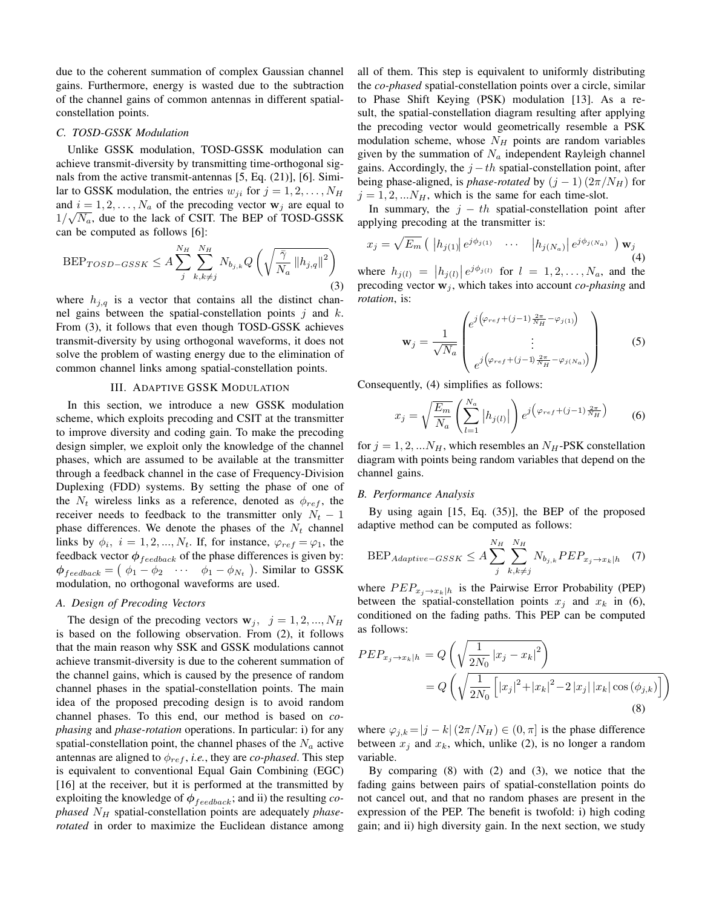due to the coherent summation of complex Gaussian channel gains. Furthermore, energy is wasted due to the subtraction of the channel gains of common antennas in different spatial-constellation points.

### C. TOSD-GSSK Modulation

Unlike GSSK modulation, TOSD-GSSK modulation can achieve transmit-diversity by transmitting time-orthogonal signals from the active transmit-antennas [5, Eq. (21)], [6]. Similar to GSSK modulation, the entries $w_{ji}$ for $j = 1, 2, \ldots, N_H$ and $i = 1, 2, \ldots, N_a$ of the precoding vector $\mathbf{w}_j$ are equal to $1/\sqrt{N_a}$, due to the lack of CSIT. The BEP of TOSD-GSSK can be computed as follows [6]:

$$\text{BEP}_{TOSD-GSSK} \leq A \sum_{j}^{N_H} \sum_{k,k \neq j}^{N_H} N_{b_{j,k}} Q\left(\sqrt{\frac{\bar{\gamma}}{N_a} \left\| h_{j,q} \right\|^2}\right) \tag{3}$$

where $h_{j,q}$ is a vector that contains all the distinct channel gains between the spatial-constellation points $j$ and $k$. From (3), it follows that even though TOSD-GSSK achieves transmit-diversity by using orthogonal waveforms, it does not solve the problem of wasting energy due to the elimination of common channel links among spatial-constellation points.

## III. Adaptive GSSK Modulation

In this section, we introduce a new GSSK modulation scheme, which exploits precoding and CSIT at the transmitter to improve diversity and coding gain. To make the precoding design simpler, we exploit only the knowledge of the channel phases, which are assumed to be available at the transmitter through a feedback channel in the case of Frequency-Division Duplexing (FDD) systems. By setting the phase of one of the $N_t$ wireless links as a reference, denoted as $\phi_{ref}$, the receiver needs to feedback to the transmitter only $N_t - 1$ phase differences. We denote the phases of the $N_t$ channel links by $\phi_i$, $i = 1, 2, \ldots, N_t$. If, for instance, $\varphi_{ref} = \varphi_1$, the feedback vector $\boldsymbol{\phi}_{feedback}$ of the phase differences is given by: $\boldsymbol{\phi}_{feedback} = \begin{pmatrix} \phi_1 - \phi_2 & \cdots & \phi_1 - \phi_{N_t} \end{pmatrix}$. Similar to GSSK modulation, no orthogonal waveforms are used.

### A. Design of Precoding Vectors

The design of the precoding vectors $\mathbf{w}_j$, $j = 1, 2, \ldots, N_H$ is based on the following observation. From (2), it follows that the main reason why SSK and GSSK modulations cannot achieve transmit-diversity is due to the coherent summation of the channel gains, which is caused by the presence of random channel phases in the spatial-constellation points. The main idea of the proposed precoding design is to avoid random channel phases. To this end, our method is based on *co-phasing* and *phase-rotation* operations. In particular: i) for any spatial-constellation point, the channel phases of the $N_a$ active antennas are aligned to $\phi_{ref}$, *i.e.*, they are *co-phased*. This step is equivalent to conventional Equal Gain Combining (EGC) [16] at the receiver, but it is performed at the transmitted by exploiting the knowledge of $\boldsymbol{\phi}_{feedback}$; and ii) the resulting *co-phased* $N_H$ spatial-constellation points are adequately *phase-rotated* in order to maximize the Euclidean distance among all of them. This step is equivalent to uniformly distributing the *co-phased* spatial-constellation points over a circle, similar to Phase Shift Keying (PSK) modulation [13]. As a result, the spatial-constellation diagram resulting after applying the precoding vector would geometrically resemble a PSK modulation scheme, whose $N_H$ points are random variables given by the summation of $N_a$ independent Rayleigh channel gains. Accordingly, the $j-th$ spatial-constellation point, after being phase-aligned, is *phase-rotated* by $(j-1)(2\pi/N_H)$ for $j = 1, 2, \ldots N_H$, which is the same for each time-slot.

In summary, the $j - th$ spatial-constellation point after applying precoding at the transmitter is:

$$x_j = \sqrt{E_m} \begin{pmatrix} \left|h_{j(1)}\right| e^{j\phi_{j(1)}} & \cdots & \left|h_{j(N_a)}\right| e^{j\phi_{j(N_a)}} \end{pmatrix} \mathbf{w}_j \tag{4}$$

where $h_{j(l)} = \left|h_{j(l)}\right| e^{j\phi_{j(l)}}$ for $l = 1, 2, \ldots, N_a$, and the precoding vector $\mathbf{w}_j$, which takes into account *co-phasing* and *rotation*, is:

$$\mathbf{w}_j = \frac{1}{\sqrt{N_a}} \begin{pmatrix} e^{j\left(\varphi_{ref} + (j-1)\frac{2\pi}{N_H} - \varphi_{j(1)}\right)} \\ \vdots \\ e^{j\left(\varphi_{ref} + (j-1)\frac{2\pi}{N_H} - \varphi_{j(N_a)}\right)} \end{pmatrix} \tag{5}$$

Consequently, (4) simplifies as follows:

$$x_j = \sqrt{\frac{E_m}{N_a}} \left(\sum_{l=1}^{N_a} \left|h_{j(l)}\right|\right) e^{j\left(\varphi_{ref} + (j-1)\frac{2\pi}{N_H}\right)} \tag{6}$$

for $j = 1, 2, \ldots N_H$, which resembles an $N_H$-PSK constellation diagram with points being random variables that depend on the channel gains.

### B. Performance Analysis

By using again [15, Eq. (35)], the BEP of the proposed adaptive method can be computed as follows:

$$\text{BEP}_{Adaptive-GSSK} \leq A \sum_{j}^{N_H} \sum_{k,k \neq j}^{N_H} N_{b_{j,k}} PEP_{x_j \to x_k|h} \tag{7}$$

where $PEP_{x_j \to x_k|h}$ is the Pairwise Error Probability (PEP) between the spatial-constellation points $x_j$ and $x_k$ in (6), conditioned on the fading paths. This PEP can be computed as follows:

$$\begin{aligned} PEP_{x_j \to x_k|h} &= Q\left(\sqrt{\frac{1}{2N_0} \left|x_j - x_k\right|^2}\right) \\ &= Q\left(\sqrt{\frac{1}{2N_0} \left[\left|x_j\right|^2 + \left|x_k\right|^2 - 2\left|x_j\right|\left|x_k\right| \cos\left(\phi_{j,k}\right)\right]}\right) \end{aligned} \tag{8}$$

where $\varphi_{j,k} = |j-k|(2\pi/N_H) \in (0, \pi]$ is the phase difference between $x_j$ and $x_k$, which, unlike (2), is no longer a random variable.

By comparing (8) with (2) and (3), we notice that the fading gains between pairs of spatial-constellation points do not cancel out, and that no random phases are present in the expression of the PEP. The benefit is twofold: i) high coding gain; and ii) high diversity gain. In the next section, we study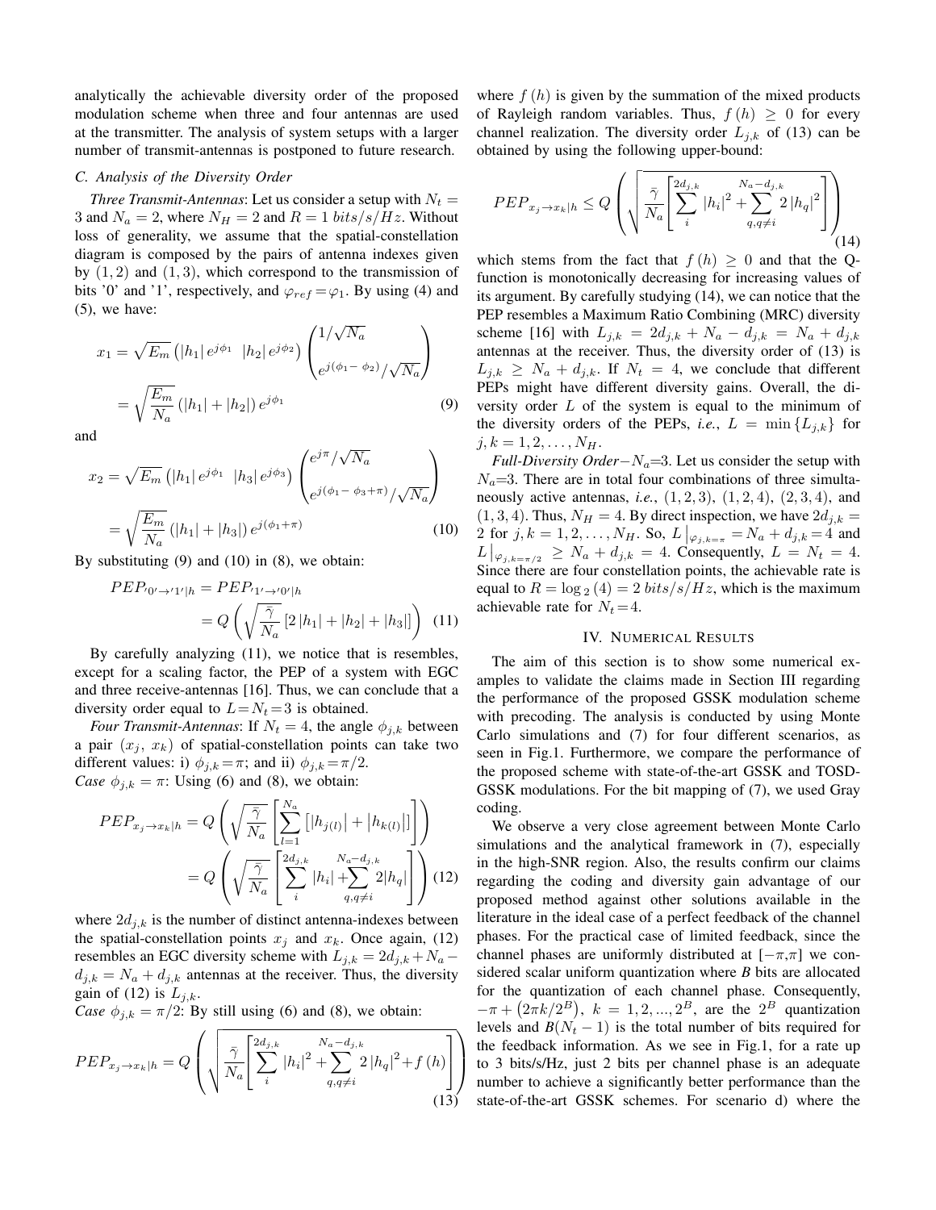analytically the achievable diversity order of the proposed modulation scheme when three and four antennas are used at the transmitter. The analysis of system setups with a larger number of transmit-antennas is postponed to future research.

### C. Analysis of the Diversity Order

*Three Transmit-Antennas*: Let us consider a setup with $N_t = 3$ and $N_a = 2$, where $N_H = 2$ and $R = 1\ bits/s/Hz$. Without loss of generality, we assume that the spatial-constellation diagram is composed by the pairs of antenna indexes given by $(1,2)$ and $(1,3)$, which correspond to the transmission of bits '0' and '1', respectively, and $\varphi_{ref} = \varphi_1$. By using (4) and (5), we have:

$$
\begin{aligned}
x_1 &= \sqrt{E_m}\left(|h_1|\, e^{j\phi_1} \quad |h_2|\, e^{j\phi_2}\right)\begin{pmatrix} 1/\sqrt{N_a} \\ e^{j(\phi_1 - \phi_2)}/\sqrt{N_a}\end{pmatrix} \\
&= \sqrt{\frac{E_m}{N_a}}\left(|h_1| + |h_2|\right) e^{j\phi_1}
\end{aligned} \tag{9}
$$

and

$$
\begin{aligned}
x_2 &= \sqrt{E_m}\left(|h_1|\, e^{j\phi_1} \quad |h_3|\, e^{j\phi_3}\right)\begin{pmatrix} e^{j\pi}/\sqrt{N_a} \\ e^{j(\phi_1 - \phi_3 + \pi)}/\sqrt{N_a}\end{pmatrix} \\
&= \sqrt{\frac{E_m}{N_a}}\left(|h_1| + |h_3|\right) e^{j(\phi_1 + \pi)}
\end{aligned} \tag{10}
$$

By substituting (9) and (10) in (8), we obtain:

$$
\begin{aligned}
PEP_{'0' \to '1'|h} &= PEP_{'1' \to '0'|h} \\
&= Q\left(\sqrt{\frac{\bar{\gamma}}{N_a}}\left[2\,|h_1| + |h_2| + |h_3|\right]\right)
\end{aligned} \tag{11}
$$

By carefully analyzing (11), we notice that is resembles, except for a scaling factor, the PEP of a system with EGC and three receive-antennas [16]. Thus, we can conclude that a diversity order equal to $L = N_t = 3$ is obtained.

*Four Transmit-Antennas*: If $N_t = 4$, the angle $\phi_{j,k}$ between a pair $(x_j,\ x_k)$ of spatial-constellation points can take two different values: i) $\phi_{j,k} = \pi$; and ii) $\phi_{j,k} = \pi/2$.

*Case* $\phi_{j,k} = \pi$: Using (6) and (8), we obtain:

$$
\begin{aligned}
PEP_{x_j \to x_k|h} &= Q\left(\sqrt{\frac{\bar{\gamma}}{N_a}}\left[\sum_{l=1}^{N_a}\left[\left|h_{j(l)}\right| + \left|h_{k(l)}\right|\right]\right]\right) \\
&= Q\left(\sqrt{\frac{\bar{\gamma}}{N_a}}\left[\sum_{i}^{2d_{j,k}} |h_i| + \sum_{q,q\neq i}^{N_a - d_{j,k}} 2|h_q|\right]\right)
\end{aligned} \tag{12}
$$

where $2d_{j,k}$ is the number of distinct antenna-indexes between the spatial-constellation points $x_j$ and $x_k$. Once again, (12) resembles an EGC diversity scheme with $L_{j,k} = 2d_{j,k} + N_a - d_{j,k} = N_a + d_{j,k}$ antennas at the receiver. Thus, the diversity gain of (12) is $L_{j,k}$.

*Case* $\phi_{j,k} = \pi/2$: By still using (6) and (8), we obtain:

$$
PEP_{x_j \to x_k|h} = Q\left(\sqrt{\frac{\bar{\gamma}}{N_a}\left[\sum_{i}^{2d_{j,k}} |h_i|^2 + \sum_{q,q\neq i}^{N_a - d_{j,k}} 2\,|h_q|^2 + f(h)\right]}\right) \tag{13}
$$

where $f(h)$ is given by the summation of the mixed products of Rayleigh random variables. Thus, $f(h) \geq 0$ for every channel realization. The diversity order $L_{j,k}$ of (13) can be obtained by using the following upper-bound:

$$
PEP_{x_j \to x_k|h} \leq Q\left(\sqrt{\frac{\bar{\gamma}}{N_a}\left[\sum_{i}^{2d_{j,k}} |h_i|^2 + \sum_{q,q\neq i}^{N_a - d_{j,k}} 2\,|h_q|^2\right]}\right) \tag{14}
$$

which stems from the fact that $f(h) \geq 0$ and that the Q-function is monotonically decreasing for increasing values of its argument. By carefully studying (14), we can notice that the PEP resembles a Maximum Ratio Combining (MRC) diversity scheme [16] with $L_{j,k} = 2d_{j,k} + N_a - d_{j,k} = N_a + d_{j,k}$ antennas at the receiver. Thus, the diversity order of (13) is $L_{j,k} \geq N_a + d_{j,k}$. If $N_t = 4$, we conclude that different PEPs might have different diversity gains. Overall, the diversity order $L$ of the system is equal to the minimum of the diversity orders of the PEPs, *i.e.*, $L = \min\{L_{j,k}\}$ for $j, k = 1, 2, \ldots, N_H$.

*Full-Diversity Order*$-N_a$=3. Let us consider the setup with $N_a$=3. There are in total four combinations of three simultaneously active antennas, *i.e.*, $(1,2,3)$, $(1,2,4)$, $(2,3,4)$, and $(1,3,4)$. Thus, $N_H = 4$. By direct inspection, we have $2d_{j,k} = 2$ for $j, k = 1, 2, \ldots, N_H$. So, $L\left|_{\varphi_{j,k=\pi}}\right. = N_a + d_{j,k} = 4$ and $L\left|_{\varphi_{j,k=\pi/2}}\right. \geq N_a + d_{j,k} = 4$. Consequently, $L = N_t = 4$. Since there are four constellation points, the achievable rate is equal to $R = \log_2(4) = 2\ bits/s/Hz$, which is the maximum achievable rate for $N_t = 4$.

## IV. Numerical Results

The aim of this section is to show some numerical examples to validate the claims made in Section III regarding the performance of the proposed GSSK modulation scheme with precoding. The analysis is conducted by using Monte Carlo simulations and (7) for four different scenarios, as seen in Fig.1. Furthermore, we compare the performance of the proposed scheme with state-of-the-art GSSK and TOSD-GSSK modulations. For the bit mapping of (7), we used Gray coding.

We observe a very close agreement between Monte Carlo simulations and the analytical framework in (7), especially in the high-SNR region. Also, the results confirm our claims regarding the coding and diversity gain advantage of our proposed method against other solutions available in the literature in the ideal case of a perfect feedback of the channel phases. For the practical case of limited feedback, since the channel phases are uniformly distributed at $[-\pi, \pi]$ we considered scalar uniform quantization where *B* bits are allocated for the quantization of each channel phase. Consequently, $-\pi + \left(2\pi k/2^B\right),\ k = 1, 2, ..., 2^B$, are the $2^B$ quantization levels and $B(N_t - 1)$ is the total number of bits required for the feedback information. As we see in Fig.1, for a rate up to 3 bits/s/Hz, just 2 bits per channel phase is an adequate number to achieve a significantly better performance than the state-of-the-art GSSK schemes. For scenario d) where the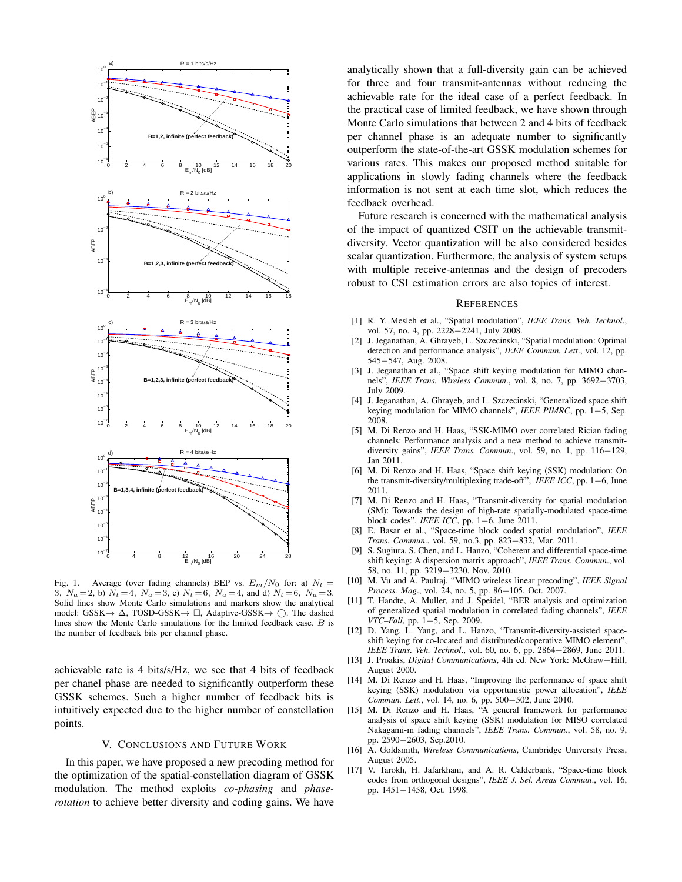a)

R = 1 bits/s/Hz

ABEP

B=1,2, infinite (perfect feedback)

$E_m/N_0$ [dB]

b)

R = 2 bits/s/Hz

ABEP

B=1,2,3, infinite (perfect feedback)

$E_m/N_0$ [dB]

c)

R = 3 bits/s/Hz

ABEP

B=1,2,3, infinite (perfect feedback)

$E_m/N_0$ [dB]

d)

R = 4 bits/s/Hz

ABEP

B=1,3,4, infinite (perfect feedback)

$E_m/N_0$ [dB]

Fig. 1. Average (over fading channels) BEP vs. $E_m/N_0$ for: a) $N_t = 3$, $N_a = 2$, b) $N_t = 4$, $N_a = 3$, c) $N_t = 6$, $N_a = 4$, and d) $N_t = 6$, $N_a = 3$. Solid lines show Monte Carlo simulations and markers show the analytical model: GSSK→ △, TOSD-GSSK→ □, Adaptive-GSSK→ ◯. The dashed lines show the Monte Carlo simulations for the limited feedback case. $B$ is the number of feedback bits per channel phase.

achievable rate is 4 bits/s/Hz, we see that 4 bits of feedback per chanel phase are needed to significantly outperform these GSSK schemes. Such a higher number of feedback bits is intuitively expected due to the higher number of constellation points.

## V. Conclusions and Future Work

In this paper, we have proposed a new precoding method for the optimization of the spatial-constellation diagram of GSSK modulation. The method exploits *co-phasing* and *phase-rotation* to achieve better diversity and coding gains. We have analytically shown that a full-diversity gain can be achieved for three and four transmit-antennas without reducing the achievable rate for the ideal case of a perfect feedback. In the practical case of limited feedback, we have shown through Monte Carlo simulations that between 2 and 4 bits of feedback per channel phase is an adequate number to significantly outperform the state-of-the-art GSSK modulation schemes for various rates. This makes our proposed method suitable for applications in slowly fading channels where the feedback information is not sent at each time slot, which reduces the feedback overhead.

Future research is concerned with the mathematical analysis of the impact of quantized CSIT on the achievable transmit-diversity. Vector quantization will be also considered besides scalar quantization. Furthermore, the analysis of system setups with multiple receive-antennas and the design of precoders robust to CSI estimation errors are also topics of interest.

## References

[1] R. Y. Mesleh et al., "Spatial modulation", *IEEE Trans. Veh. Technol.*, vol. 57, no. 4, pp. 2228−2241, July 2008.

[2] J. Jeganathan, A. Ghrayeb, L. Szczecinski, "Spatial modulation: Optimal detection and performance analysis", *IEEE Commun. Lett.*, vol. 12, pp. 545−547, Aug. 2008.

[3] J. Jeganathan et al., "Space shift keying modulation for MIMO channels", *IEEE Trans. Wireless Commun.*, vol. 8, no. 7, pp. 3692−3703, July 2009.

[4] J. Jeganathan, A. Ghrayeb, and L. Szczecinski, "Generalized space shift keying modulation for MIMO channels", *IEEE PIMRC*, pp. 1−5, Sep. 2008.

[5] M. Di Renzo and H. Haas, "SSK-MIMO over correlated Rician fading channels: Performance analysis and a new method to achieve transmit-diversity gains", *IEEE Trans. Commun.*, vol. 59, no. 1, pp. 116−129, Jan 2011.

[6] M. Di Renzo and H. Haas, "Space shift keying (SSK) modulation: On the transmit-diversity/multiplexing trade-off", *IEEE ICC*, pp. 1−6, June 2011.

[7] M. Di Renzo and H. Haas, "Transmit-diversity for spatial modulation (SM): Towards the design of high-rate spatially-modulated space-time block codes", *IEEE ICC*, pp. 1−6, June 2011.

[8] E. Basar et al., "Space-time block coded spatial modulation", *IEEE Trans. Commun.*, vol. 59, no.3, pp. 823−832, Mar. 2011.

[9] S. Sugiura, S. Chen, and L. Hanzo, "Coherent and differential space-time shift keying: A dispersion matrix approach", *IEEE Trans. Commun.*, vol. 58, no. 11, pp. 3219−3230, Nov. 2010.

[10] M. Vu and A. Paulraj, "MIMO wireless linear precoding", *IEEE Signal Process. Mag.*, vol. 24, no. 5, pp. 86−105, Oct. 2007.

[11] T. Handte, A. Muller, and J. Speidel, "BER analysis and optimization of generalized spatial modulation in correlated fading channels", *IEEE VTC–Fall*, pp. 1−5, Sep. 2009.

[12] D. Yang, L. Yang, and L. Hanzo, "Transmit-diversity-assisted space-shift keying for co-located and distributed/cooperative MIMO element", *IEEE Trans. Veh. Technol.*, vol. 60, no. 6, pp. 2864−2869, June 2011.

[13] J. Proakis, *Digital Communications*, 4th ed. New York: McGraw−Hill, August 2000.

[14] M. Di Renzo and H. Haas, "Improving the performance of space shift keying (SSK) modulation via opportunistic power allocation", *IEEE Commun. Lett.*, vol. 14, no. 6, pp. 500−502, June 2010.

[15] M. Di Renzo and H. Haas, "A general framework for performance analysis of space shift keying (SSK) modulation for MISO correlated Nakagami-m fading channels", *IEEE Trans. Commun.*, vol. 58, no. 9, pp. 2590−2603, Sep.2010.

[16] A. Goldsmith, *Wireless Communications*, Cambridge University Press, August 2005.

[17] V. Tarokh, H. Jafarkhani, and A. R. Calderbank, "Space-time block codes from orthogonal designs", *IEEE J. Sel. Areas Commun.*, vol. 16, pp. 1451−1458, Oct. 1998.